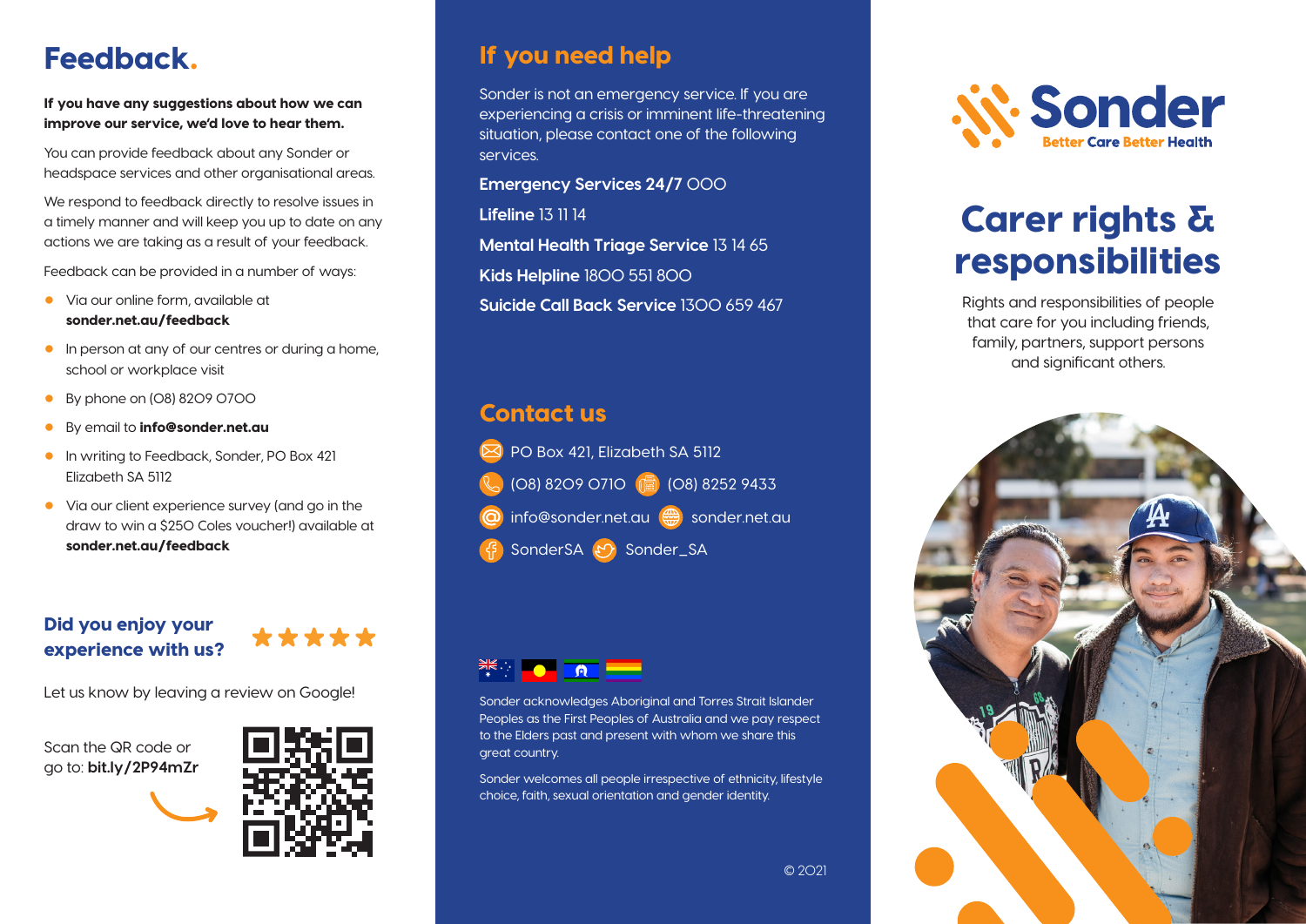# Feedback.

**If you have any suggestions about how we can improve our service, we'd love to hear them.**

You can provide feedback about any Sonder or headspace services and other organisational areas.

We respond to feedback directly to resolve issues in a timely manner and will keep you up to date on any actions we are taking as a result of your feedback.

Feedback can be provided in a number of ways:

- Via our online form, available at **sonder.net.au/feedback**
- In person at any of our centres or during a home, school or workplace visit
- By phone on (08) 8209 0700
- By email to **info@sonder.net.au**
- In writing to Feedback, Sonder, PO Box 421 Elizabeth SA 5112
- Via our client experience survey (and go in the draw to win a $250 Coles voucher!) available at **sonder.net.au/feedback**

## Did you enjoy your experience with us?

★★★★★

Let us know by leaving a review on Google!

Scan the QR code or go to: **bit.ly/2P94mZr**

## If you need help

Sonder is not an emergency service. If you are experiencing a crisis or imminent life-threatening situation, please contact one of the following services.

**Emergency Services 24/7** 000

**Lifeline** 13 11 14

**Mental Health Triage Service** 13 14 65

**Kids Helpline** 1800 551 800

**Suicide Call Back Service** 1300 659 467

## Contact us

PO Box 421, Elizabeth SA 5112

(08) 8209 0710 (08) 8252 9433

info@sonder.net.au sonder.net.au

SonderSA Sonder_SA

Sonder acknowledges Aboriginal and Torres Strait Islander Peoples as the First Peoples of Australia and we pay respect to the Elders past and present with whom we share this great country.

Sonder welcomes all people irrespective of ethnicity, lifestyle choice, faith, sexual orientation and gender identity.

© 2021

Sonder
Better Care Better Health

# Carer rights & responsibilities

Rights and responsibilities of people that care for you including friends, family, partners, support persons and significant others.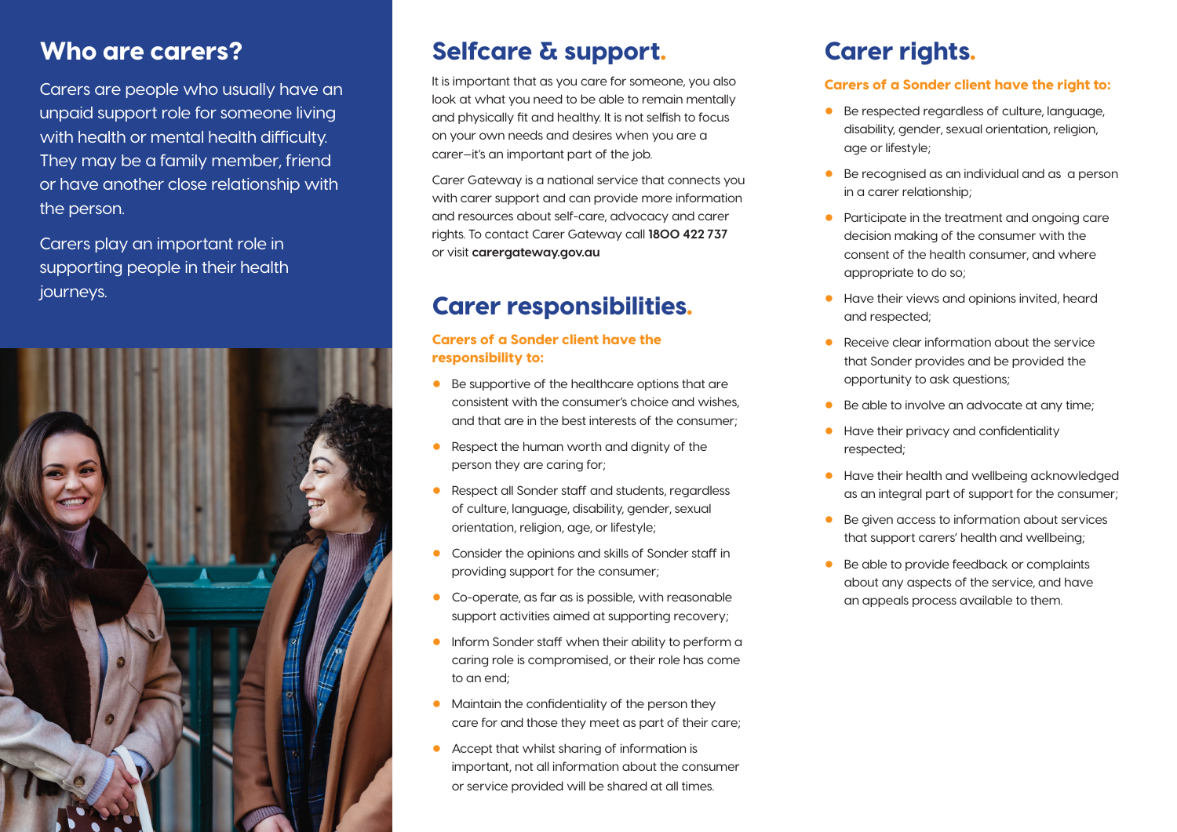## Who are carers?

Carers are people who usually have an unpaid support role for someone living with health or mental health difficulty. They may be a family member, friend or have another close relationship with the person.

Carers play an important role in supporting people in their health journeys.

## Selfcare & support.

It is important that as you care for someone, you also look at what you need to be able to remain mentally and physically fit and healthy. It is not selfish to focus on your own needs and desires when you are a carer—it's an important part of the job.

Carer Gateway is a national service that connects you with carer support and can provide more information and resources about self-care, advocacy and carer rights. To contact Carer Gateway call **1800 422 737** or visit **carergateway.gov.au**

## Carer responsibilities.

**Carers of a Sonder client have the responsibility to:**

- Be supportive of the healthcare options that are consistent with the consumer's choice and wishes, and that are in the best interests of the consumer;
- Respect the human worth and dignity of the person they are caring for;
- Respect all Sonder staff and students, regardless of culture, language, disability, gender, sexual orientation, religion, age, or lifestyle;
- Consider the opinions and skills of Sonder staff in providing support for the consumer;
- Co-operate, as far as is possible, with reasonable support activities aimed at supporting recovery;
- Inform Sonder staff when their ability to perform a caring role is compromised, or their role has come to an end;
- Maintain the confidentiality of the person they care for and those they meet as part of their care;
- Accept that whilst sharing of information is important, not all information about the consumer or service provided will be shared at all times.

## Carer rights.

**Carers of a Sonder client have the right to:**

- Be respected regardless of culture, language, disability, gender, sexual orientation, religion, age or lifestyle;
- Be recognised as an individual and as a person in a carer relationship;
- Participate in the treatment and ongoing care decision making of the consumer with the consent of the health consumer, and where appropriate to do so;
- Have their views and opinions invited, heard and respected;
- Receive clear information about the service that Sonder provides and be provided the opportunity to ask questions;
- Be able to involve an advocate at any time;
- Have their privacy and confidentiality respected;
- Have their health and wellbeing acknowledged as an integral part of support for the consumer;
- Be given access to information about services that support carers' health and wellbeing;
- Be able to provide feedback or complaints about any aspects of the service, and have an appeals process available to them.